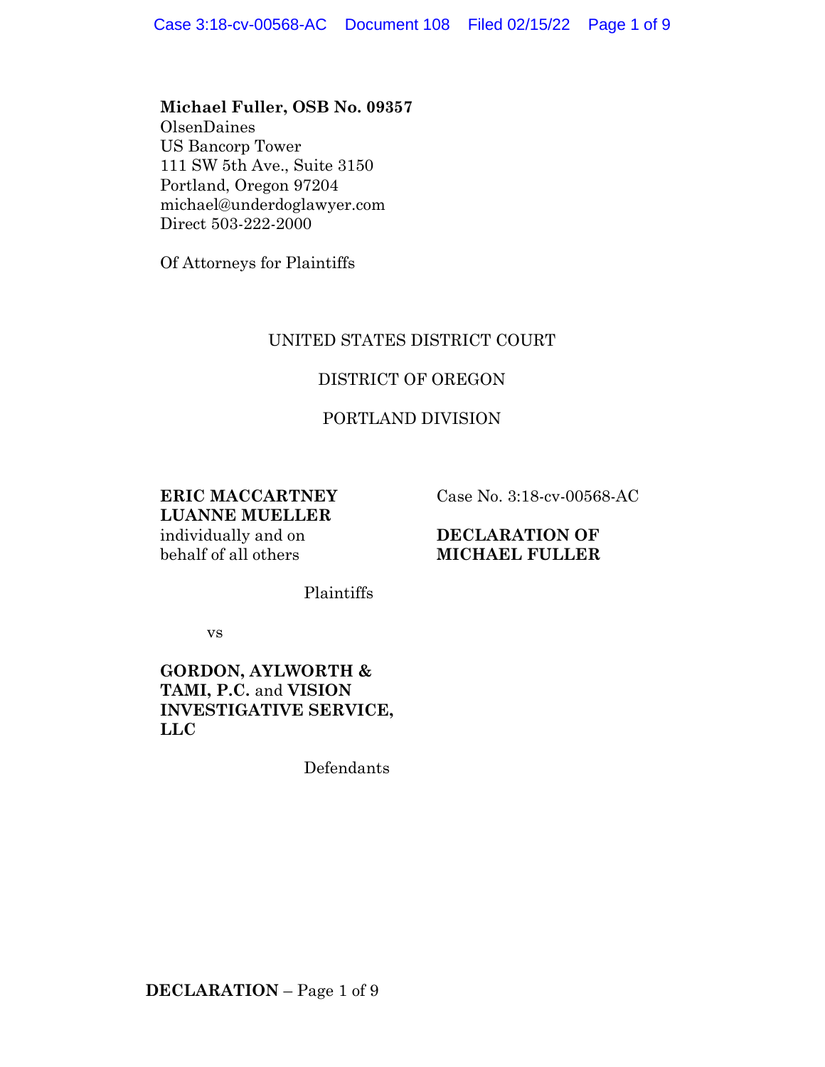**Michael Fuller, OSB No. 09357**
OlsenDaines
US Bancorp Tower
111 SW 5th Ave., Suite 3150
Portland, Oregon 97204
michael@underdoglawyer.com
Direct 503-222-2000

Of Attorneys for Plaintiffs

UNITED STATES DISTRICT COURT

DISTRICT OF OREGON

PORTLAND DIVISION

**ERIC MACCARTNEY**
**LUANNE MUELLER**
individually and on behalf of all others

Plaintiffs

vs

**GORDON, AYLWORTH & TAMI, P.C.** and **VISION INVESTIGATIVE SERVICE, LLC**

Defendants

Case No. 3:18-cv-00568-AC

**DECLARATION OF MICHAEL FULLER**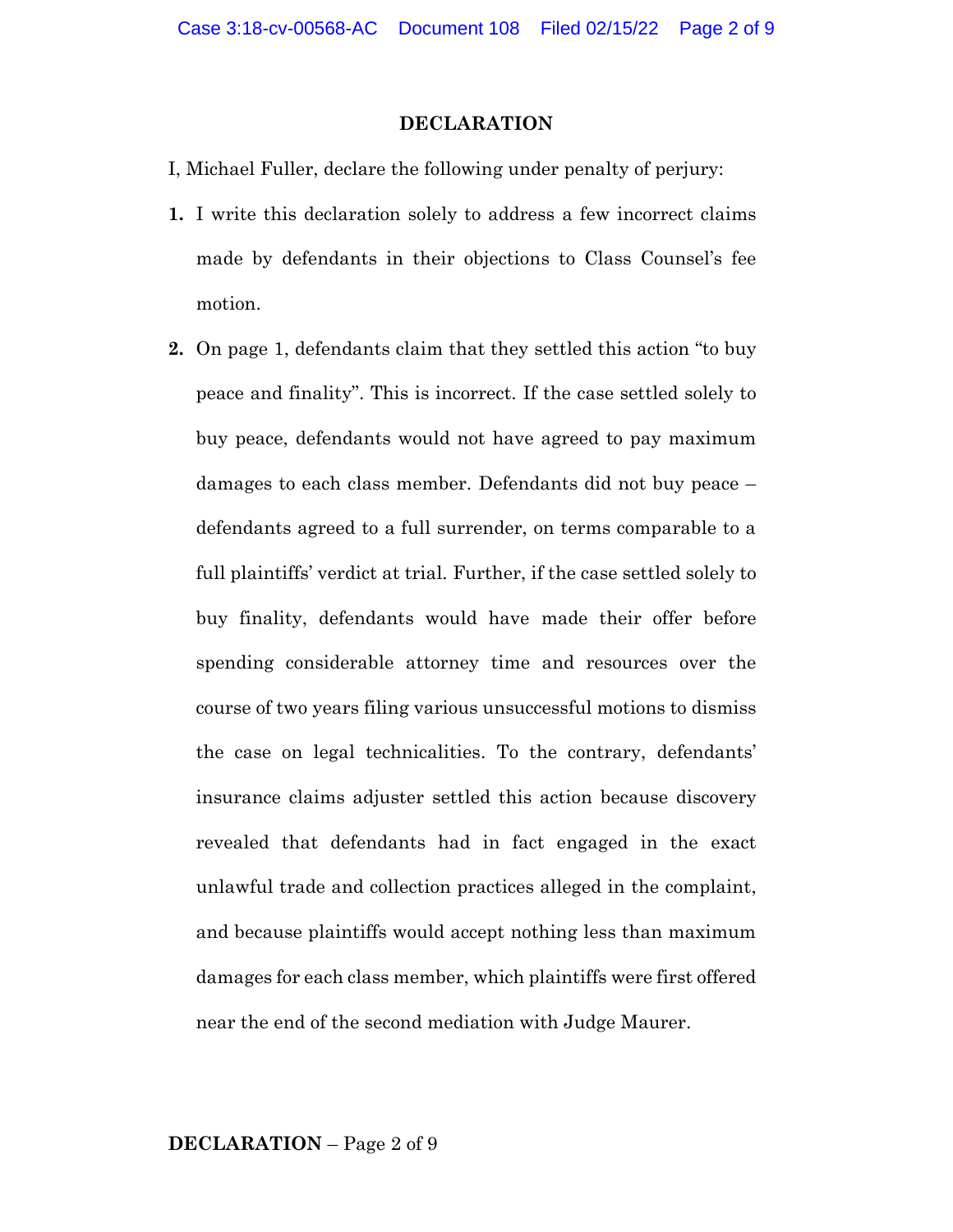## DECLARATION

I, Michael Fuller, declare the following under penalty of perjury:

**1.** I write this declaration solely to address a few incorrect claims made by defendants in their objections to Class Counsel's fee motion.

**2.** On page 1, defendants claim that they settled this action "to buy peace and finality". This is incorrect. If the case settled solely to buy peace, defendants would not have agreed to pay maximum damages to each class member. Defendants did not buy peace – defendants agreed to a full surrender, on terms comparable to a full plaintiffs' verdict at trial. Further, if the case settled solely to buy finality, defendants would have made their offer before spending considerable attorney time and resources over the course of two years filing various unsuccessful motions to dismiss the case on legal technicalities. To the contrary, defendants' insurance claims adjuster settled this action because discovery revealed that defendants had in fact engaged in the exact unlawful trade and collection practices alleged in the complaint, and because plaintiffs would accept nothing less than maximum damages for each class member, which plaintiffs were first offered near the end of the second mediation with Judge Maurer.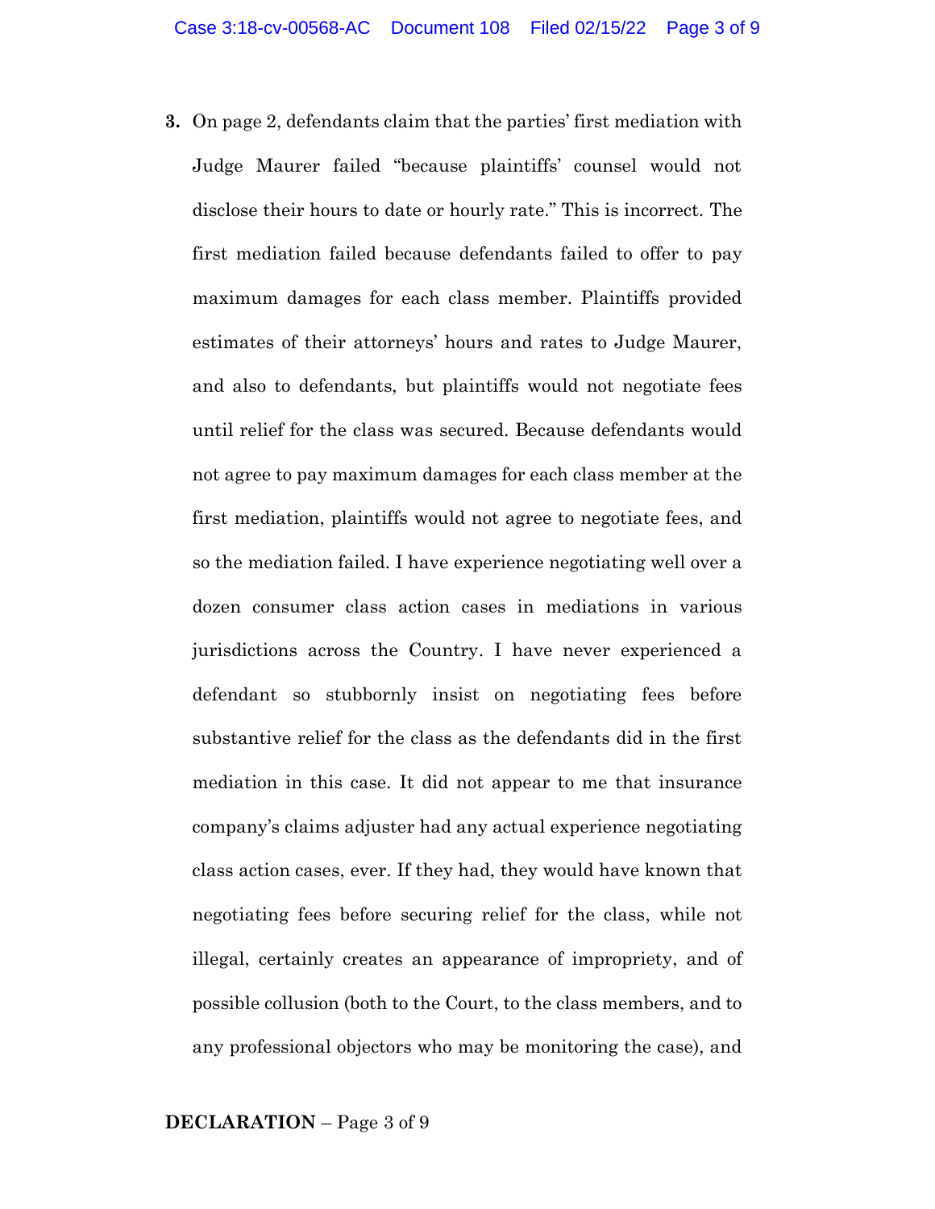**3.** On page 2, defendants claim that the parties' first mediation with Judge Maurer failed "because plaintiffs' counsel would not disclose their hours to date or hourly rate." This is incorrect. The first mediation failed because defendants failed to offer to pay maximum damages for each class member. Plaintiffs provided estimates of their attorneys' hours and rates to Judge Maurer, and also to defendants, but plaintiffs would not negotiate fees until relief for the class was secured. Because defendants would not agree to pay maximum damages for each class member at the first mediation, plaintiffs would not agree to negotiate fees, and so the mediation failed. I have experience negotiating well over a dozen consumer class action cases in mediations in various jurisdictions across the Country. I have never experienced a defendant so stubbornly insist on negotiating fees before substantive relief for the class as the defendants did in the first mediation in this case. It did not appear to me that insurance company's claims adjuster had any actual experience negotiating class action cases, ever. If they had, they would have known that negotiating fees before securing relief for the class, while not illegal, certainly creates an appearance of impropriety, and of possible collusion (both to the Court, to the class members, and to any professional objectors who may be monitoring the case), and

**DECLARATION**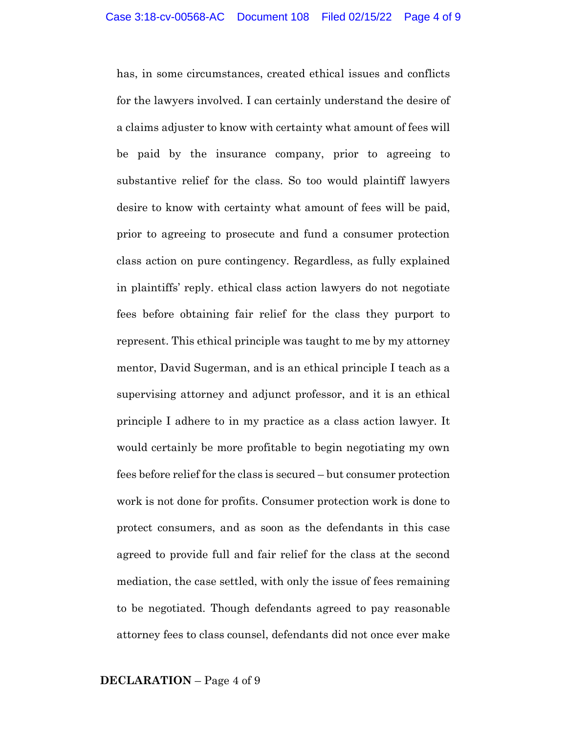has, in some circumstances, created ethical issues and conflicts for the lawyers involved. I can certainly understand the desire of a claims adjuster to know with certainty what amount of fees will be paid by the insurance company, prior to agreeing to substantive relief for the class. So too would plaintiff lawyers desire to know with certainty what amount of fees will be paid, prior to agreeing to prosecute and fund a consumer protection class action on pure contingency. Regardless, as fully explained in plaintiffs' reply. ethical class action lawyers do not negotiate fees before obtaining fair relief for the class they purport to represent. This ethical principle was taught to me by my attorney mentor, David Sugerman, and is an ethical principle I teach as a supervising attorney and adjunct professor, and it is an ethical principle I adhere to in my practice as a class action lawyer. It would certainly be more profitable to begin negotiating my own fees before relief for the class is secured – but consumer protection work is not done for profits. Consumer protection work is done to protect consumers, and as soon as the defendants in this case agreed to provide full and fair relief for the class at the second mediation, the case settled, with only the issue of fees remaining to be negotiated. Though defendants agreed to pay reasonable attorney fees to class counsel, defendants did not once ever make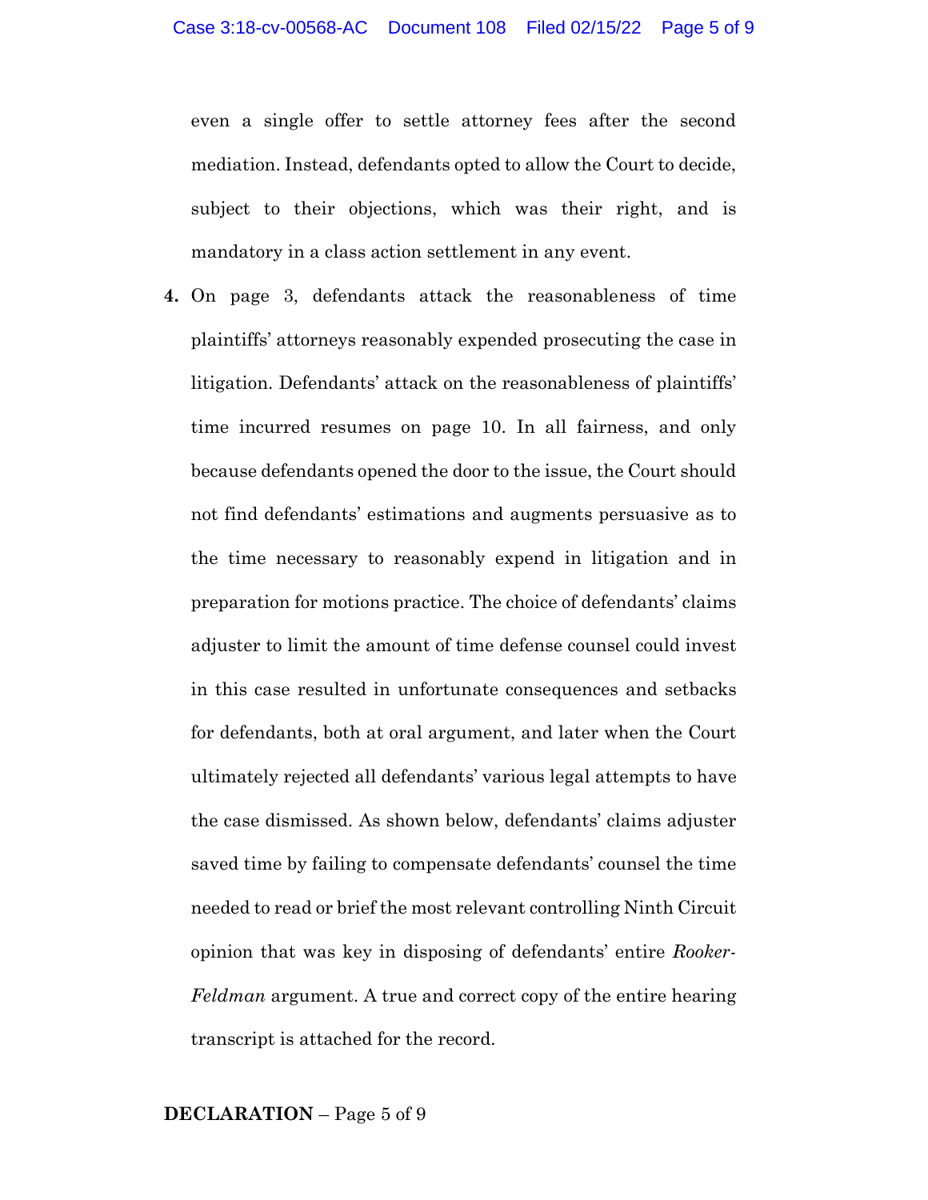even a single offer to settle attorney fees after the second mediation. Instead, defendants opted to allow the Court to decide, subject to their objections, which was their right, and is mandatory in a class action settlement in any event.

**4.** On page 3, defendants attack the reasonableness of time plaintiffs' attorneys reasonably expended prosecuting the case in litigation. Defendants' attack on the reasonableness of plaintiffs' time incurred resumes on page 10. In all fairness, and only because defendants opened the door to the issue, the Court should not find defendants' estimations and augments persuasive as to the time necessary to reasonably expend in litigation and in preparation for motions practice. The choice of defendants' claims adjuster to limit the amount of time defense counsel could invest in this case resulted in unfortunate consequences and setbacks for defendants, both at oral argument, and later when the Court ultimately rejected all defendants' various legal attempts to have the case dismissed. As shown below, defendants' claims adjuster saved time by failing to compensate defendants' counsel the time needed to read or brief the most relevant controlling Ninth Circuit opinion that was key in disposing of defendants' entire *Rooker-Feldman* argument. A true and correct copy of the entire hearing transcript is attached for the record.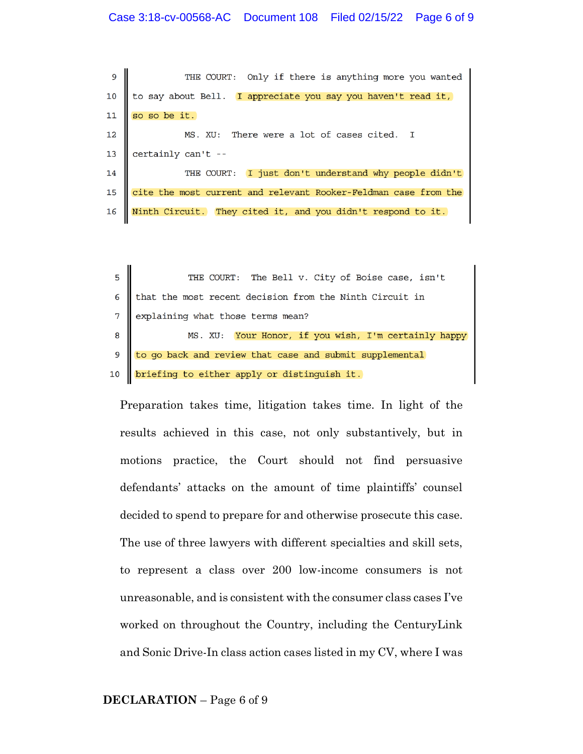```
9         THE COURT:  Only if there is anything more you wanted
10   to say about Bell.  I appreciate you say you haven't read it,
11   so so be it.
12         MS. XU:  There were a lot of cases cited.  I
13   certainly can't --
14         THE COURT:  I just don't understand why people didn't
15   cite the most current and relevant Rooker-Feldman case from the
16   Ninth Circuit.  They cited it, and you didn't respond to it.
```

```
5          THE COURT:  The Bell v. City of Boise case, isn't
6    that the most recent decision from the Ninth Circuit in
7    explaining what those terms mean?
8          MS. XU:  Your Honor, if you wish, I'm certainly happy
9    to go back and review that case and submit supplemental
10   briefing to either apply or distinguish it.
```

Preparation takes time, litigation takes time. In light of the results achieved in this case, not only substantively, but in motions practice, the Court should not find persuasive defendants' attacks on the amount of time plaintiffs' counsel decided to spend to prepare for and otherwise prosecute this case. The use of three lawyers with different specialties and skill sets, to represent a class over 200 low-income consumers is not unreasonable, and is consistent with the consumer class cases I've worked on throughout the Country, including the CenturyLink and Sonic Drive-In class action cases listed in my CV, where I was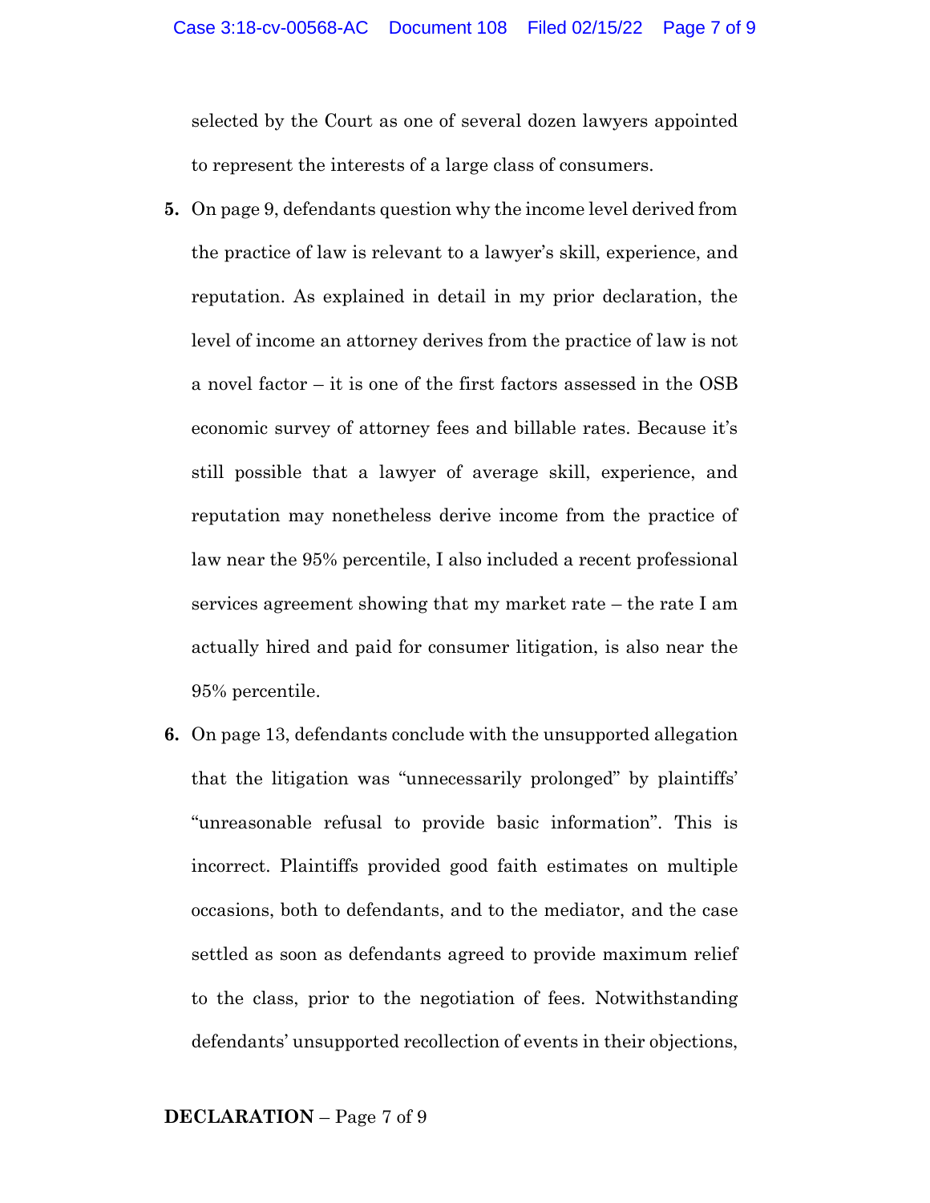selected by the Court as one of several dozen lawyers appointed to represent the interests of a large class of consumers.

**5.** On page 9, defendants question why the income level derived from the practice of law is relevant to a lawyer's skill, experience, and reputation. As explained in detail in my prior declaration, the level of income an attorney derives from the practice of law is not a novel factor – it is one of the first factors assessed in the OSB economic survey of attorney fees and billable rates. Because it's still possible that a lawyer of average skill, experience, and reputation may nonetheless derive income from the practice of law near the 95% percentile, I also included a recent professional services agreement showing that my market rate – the rate I am actually hired and paid for consumer litigation, is also near the 95% percentile.

**6.** On page 13, defendants conclude with the unsupported allegation that the litigation was "unnecessarily prolonged" by plaintiffs' "unreasonable refusal to provide basic information". This is incorrect. Plaintiffs provided good faith estimates on multiple occasions, both to defendants, and to the mediator, and the case settled as soon as defendants agreed to provide maximum relief to the class, prior to the negotiation of fees. Notwithstanding defendants' unsupported recollection of events in their objections,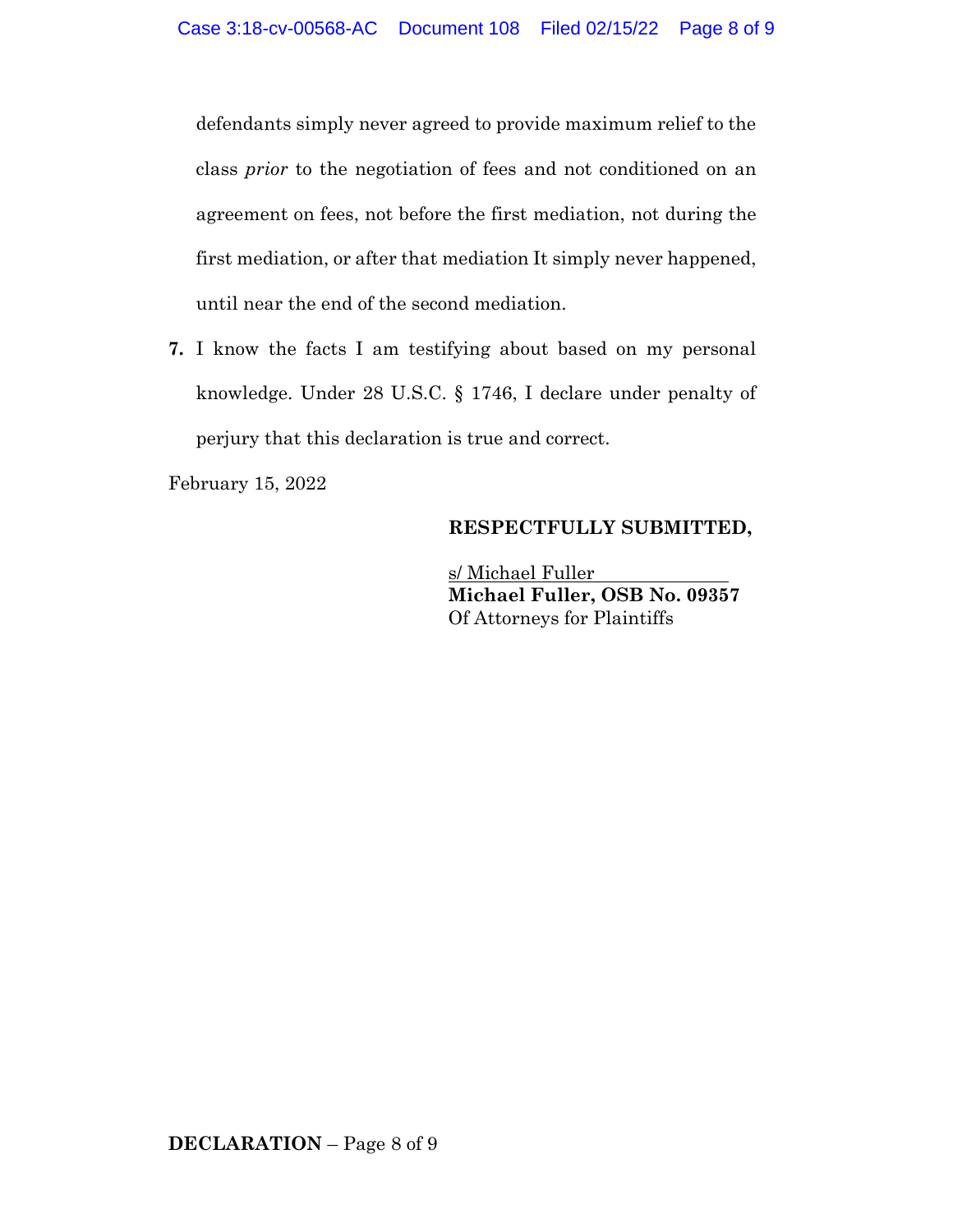defendants simply never agreed to provide maximum relief to the class *prior* to the negotiation of fees and not conditioned on an agreement on fees, not before the first mediation, not during the first mediation, or after that mediation It simply never happened, until near the end of the second mediation.

**7.** I know the facts I am testifying about based on my personal knowledge. Under 28 U.S.C. § 1746, I declare under penalty of perjury that this declaration is true and correct.

February 15, 2022

**RESPECTFULLY SUBMITTED,**

s/ Michael Fuller
**Michael Fuller, OSB No. 09357**
Of Attorneys for Plaintiffs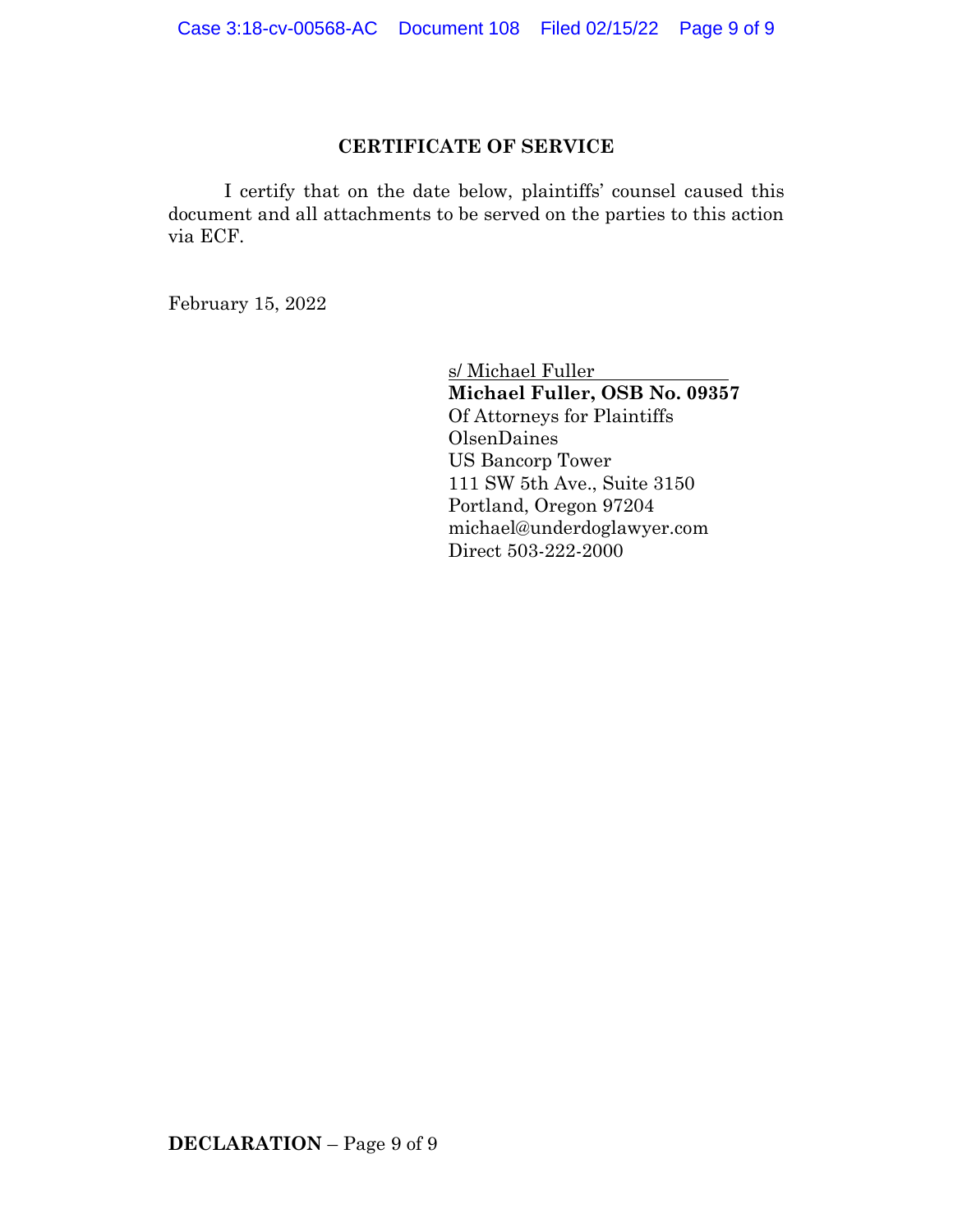## CERTIFICATE OF SERVICE

I certify that on the date below, plaintiffs' counsel caused this document and all attachments to be served on the parties to this action via ECF.

February 15, 2022

s/ Michael Fuller
**Michael Fuller, OSB No. 09357**
Of Attorneys for Plaintiffs
OlsenDaines
US Bancorp Tower
111 SW 5th Ave., Suite 3150
Portland, Oregon 97204
michael@underdoglawyer.com
Direct 503-222-2000